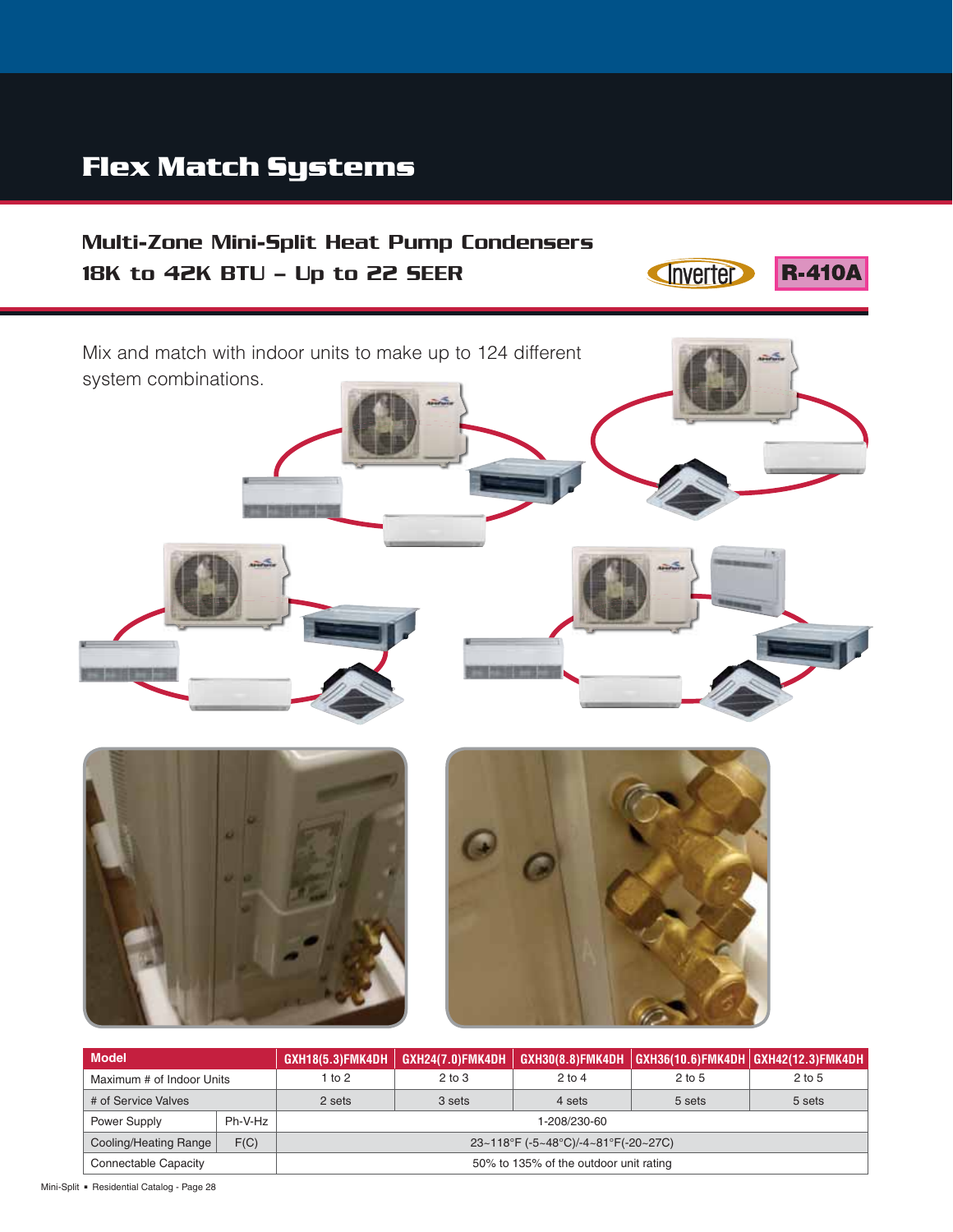# Flex Match Systems

## Multi-Zone Mini-Split Heat Pump Condensers
## 18K to 42K BTU – Up to 22 SEER

Inverter

R-410A

Mix and match with indoor units to make up to 124 different system combinations.

| Model | | GXH18(5.3)FMK4DH | GXH24(7.0)FMK4DH | GXH30(8.8)FMK4DH | GXH36(10.6)FMK4DH | GXH42(12.3)FMK4DH |
|---|---|---|---|---|---|---|
| Maximum # of Indoor Units | | 1 to 2 | 2 to 3 | 2 to 4 | 2 to 5 | 2 to 5 |
| # of Service Valves | | 2 sets | 3 sets | 4 sets | 5 sets | 5 sets |
| Power Supply | Ph-V-Hz | 1-208/230-60 | | | | |
| Cooling/Heating Range | F(C) | 23~118°F (-5~48°C)/-4~81°F(-20~27C) | | | | |
| Connectable Capacity | | 50% to 135% of the outdoor unit rating | | | | |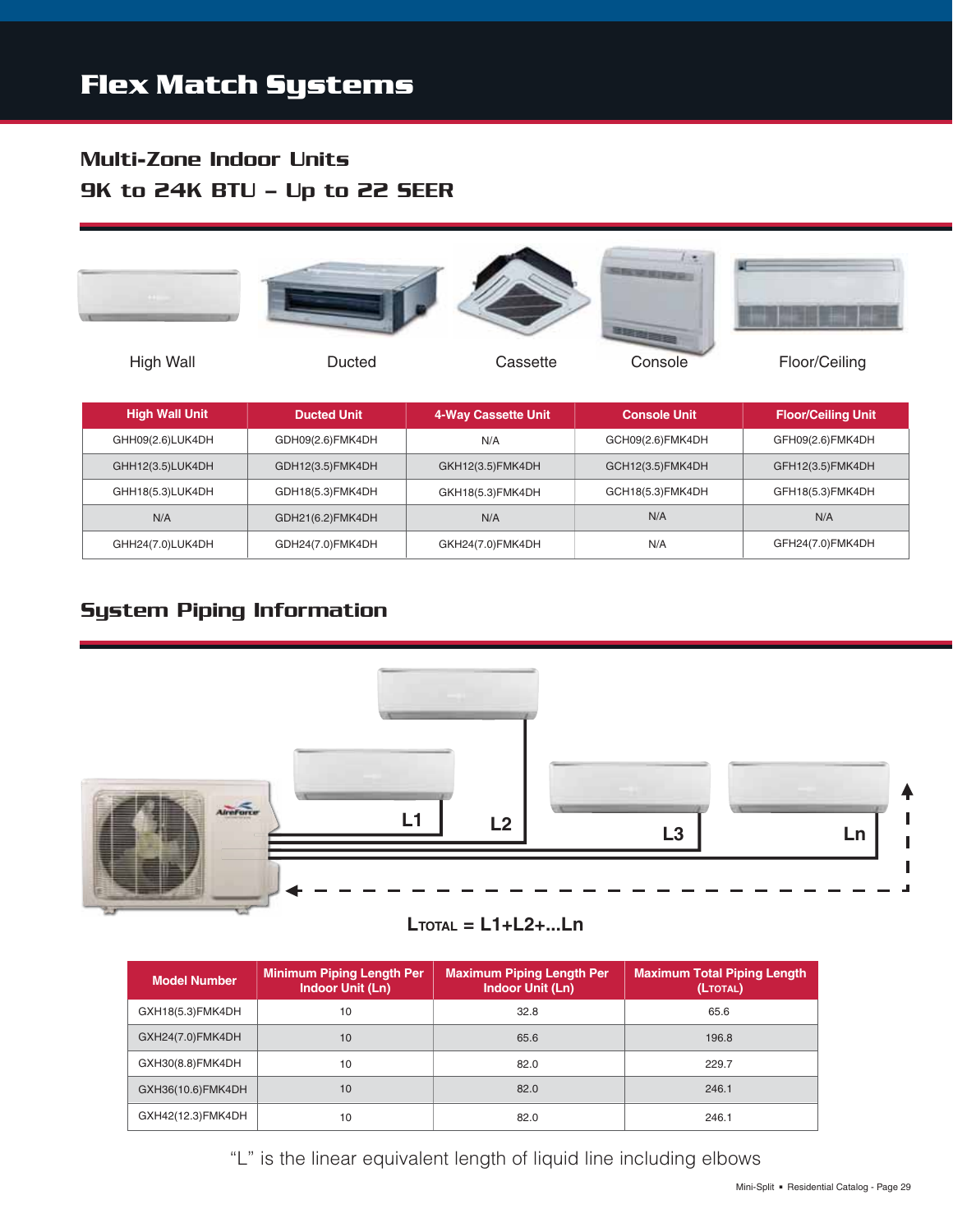# Flex Match Systems

## Multi-Zone Indoor Units

## 9K to 24K BTU – Up to 22 SEER

High Wall

Ducted

Cassette

Console

Floor/Ceiling

| High Wall Unit | Ducted Unit | 4-Way Cassette Unit | Console Unit | Floor/Ceiling Unit |
|---|---|---|---|---|
| GHH09(2.6)LUK4DH | GDH09(2.6)FMK4DH | N/A | GCH09(2.6)FMK4DH | GFH09(2.6)FMK4DH |
| GHH12(3.5)LUK4DH | GDH12(3.5)FMK4DH | GKH12(3.5)FMK4DH | GCH12(3.5)FMK4DH | GFH12(3.5)FMK4DH |
| GHH18(5.3)LUK4DH | GDH18(5.3)FMK4DH | GKH18(5.3)FMK4DH | GCH18(5.3)FMK4DH | GFH18(5.3)FMK4DH |
| N/A | GDH21(6.2)FMK4DH | N/A | N/A | N/A |
| GHH24(7.0)LUK4DH | GDH24(7.0)FMK4DH | GKH24(7.0)FMK4DH | N/A | GFH24(7.0)FMK4DH |

## System Piping Information

L1

L2

L3

Ln

$L_{TOTAL} = L1+L2+...Ln$

| Model Number | Minimum Piping Length Per Indoor Unit (Ln) | Maximum Piping Length Per Indoor Unit (Ln) | Maximum Total Piping Length ($L_{TOTAL}$) |
|---|---|---|---|
| GXH18(5.3)FMK4DH | 10 | 32.8 | 65.6 |
| GXH24(7.0)FMK4DH | 10 | 65.6 | 196.8 |
| GXH30(8.8)FMK4DH | 10 | 82.0 | 229.7 |
| GXH36(10.6)FMK4DH | 10 | 82.0 | 246.1 |
| GXH42(12.3)FMK4DH | 10 | 82.0 | 246.1 |

"L" is the linear equivalent length of liquid line including elbows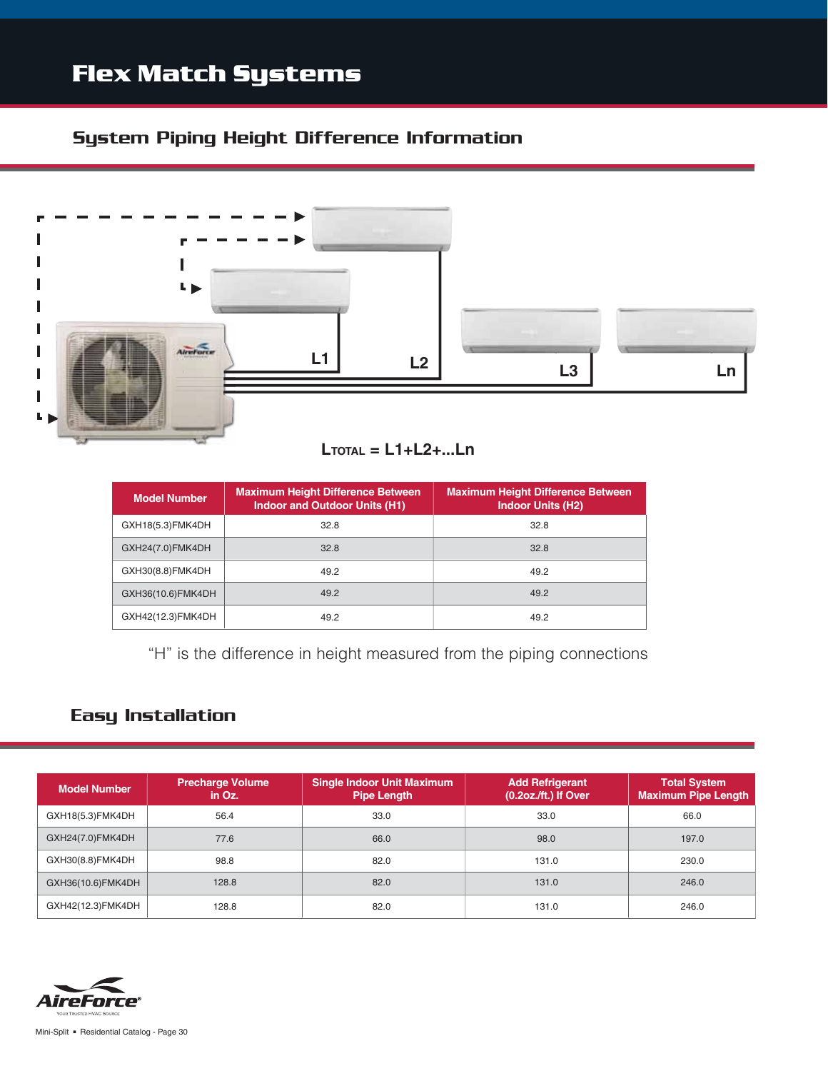# Flex Match Systems

## System Piping Height Difference Information

L1

L2

L3

Ln

$L_{TOTAL}$ = L1+L2+...Ln

| Model Number | Maximum Height Difference Between Indoor and Outdoor Units (H1) | Maximum Height Difference Between Indoor Units (H2) |
|---|---|---|
| GXH18(5.3)FMK4DH | 32.8 | 32.8 |
| GXH24(7.0)FMK4DH | 32.8 | 32.8 |
| GXH30(8.8)FMK4DH | 49.2 | 49.2 |
| GXH36(10.6)FMK4DH | 49.2 | 49.2 |
| GXH42(12.3)FMK4DH | 49.2 | 49.2 |

"H" is the difference in height measured from the piping connections

## Easy Installation

| Model Number | Precharge Volume in Oz. | Single Indoor Unit Maximum Pipe Length | Add Refrigerant (0.2oz./ft.) If Over | Total System Maximum Pipe Length |
|---|---|---|---|---|
| GXH18(5.3)FMK4DH | 56.4 | 33.0 | 33.0 | 66.0 |
| GXH24(7.0)FMK4DH | 77.6 | 66.0 | 98.0 | 197.0 |
| GXH30(8.8)FMK4DH | 98.8 | 82.0 | 131.0 | 230.0 |
| GXH36(10.6)FMK4DH | 128.8 | 82.0 | 131.0 | 246.0 |
| GXH42(12.3)FMK4DH | 128.8 | 82.0 | 131.0 | 246.0 |

AireForce® YOUR TRUSTED HVAC SOURCE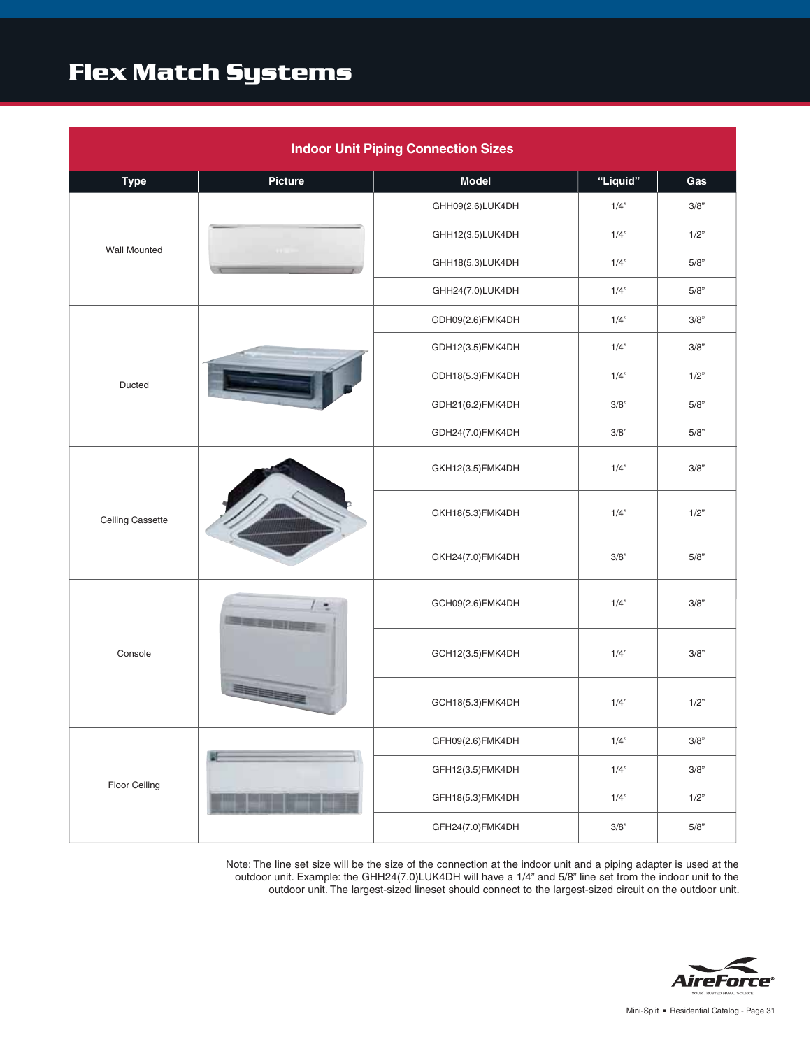# Flex Match Systems

| Indoor Unit Piping Connection Sizes | | | | |
|---|---|---|---|---|
| **Type** | **Picture** | **Model** | **"Liquid"** | **Gas** |
| Wall Mounted | | GHH09(2.6)LUK4DH | 1/4" | 3/8" |
| | | GHH12(3.5)LUK4DH | 1/4" | 1/2" |
| | | GHH18(5.3)LUK4DH | 1/4" | 5/8" |
| | | GHH24(7.0)LUK4DH | 1/4" | 5/8" |
| Ducted | | GDH09(2.6)FMK4DH | 1/4" | 3/8" |
| | | GDH12(3.5)FMK4DH | 1/4" | 3/8" |
| | | GDH18(5.3)FMK4DH | 1/4" | 1/2" |
| | | GDH21(6.2)FMK4DH | 3/8" | 5/8" |
| | | GDH24(7.0)FMK4DH | 3/8" | 5/8" |
| Ceiling Cassette | | GKH12(3.5)FMK4DH | 1/4" | 3/8" |
| | | GKH18(5.3)FMK4DH | 1/4" | 1/2" |
| | | GKH24(7.0)FMK4DH | 3/8" | 5/8" |
| Console | | GCH09(2.6)FMK4DH | 1/4" | 3/8" |
| | | GCH12(3.5)FMK4DH | 1/4" | 3/8" |
| | | GCH18(5.3)FMK4DH | 1/4" | 1/2" |
| Floor Ceiling | | GFH09(2.6)FMK4DH | 1/4" | 3/8" |
| | | GFH12(3.5)FMK4DH | 1/4" | 3/8" |
| | | GFH18(5.3)FMK4DH | 1/4" | 1/2" |
| | | GFH24(7.0)FMK4DH | 3/8" | 5/8" |

Note: The line set size will be the size of the connection at the indoor unit and a piping adapter is used at the outdoor unit. Example: the GHH24(7.0)LUK4DH will have a 1/4" and 5/8" line set from the indoor unit to the outdoor unit. The largest-sized lineset should connect to the largest-sized circuit on the outdoor unit.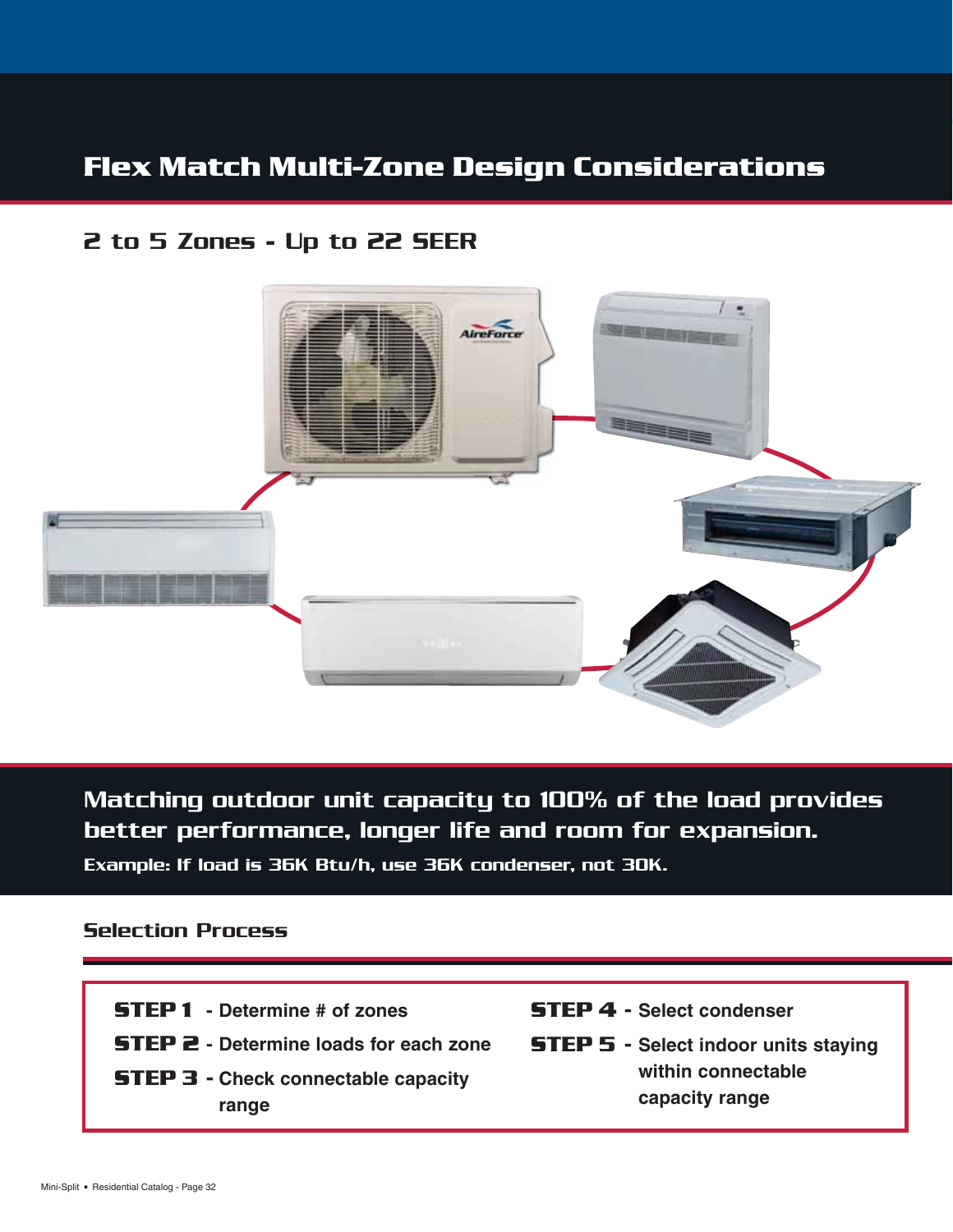# Flex Match Multi-Zone Design Considerations

## 2 to 5 Zones - Up to 22 SEER

**Matching outdoor unit capacity to 100% of the load provides better performance, longer life and room for expansion.**

**Example: If load is 36K Btu/h, use 36K condenser, not 30K.**

### Selection Process

**STEP 1** - Determine # of zones

**STEP 2** - Determine loads for each zone

**STEP 3** - Check connectable capacity range

**STEP 4** - Select condenser

**STEP 5** - Select indoor units staying within connectable capacity range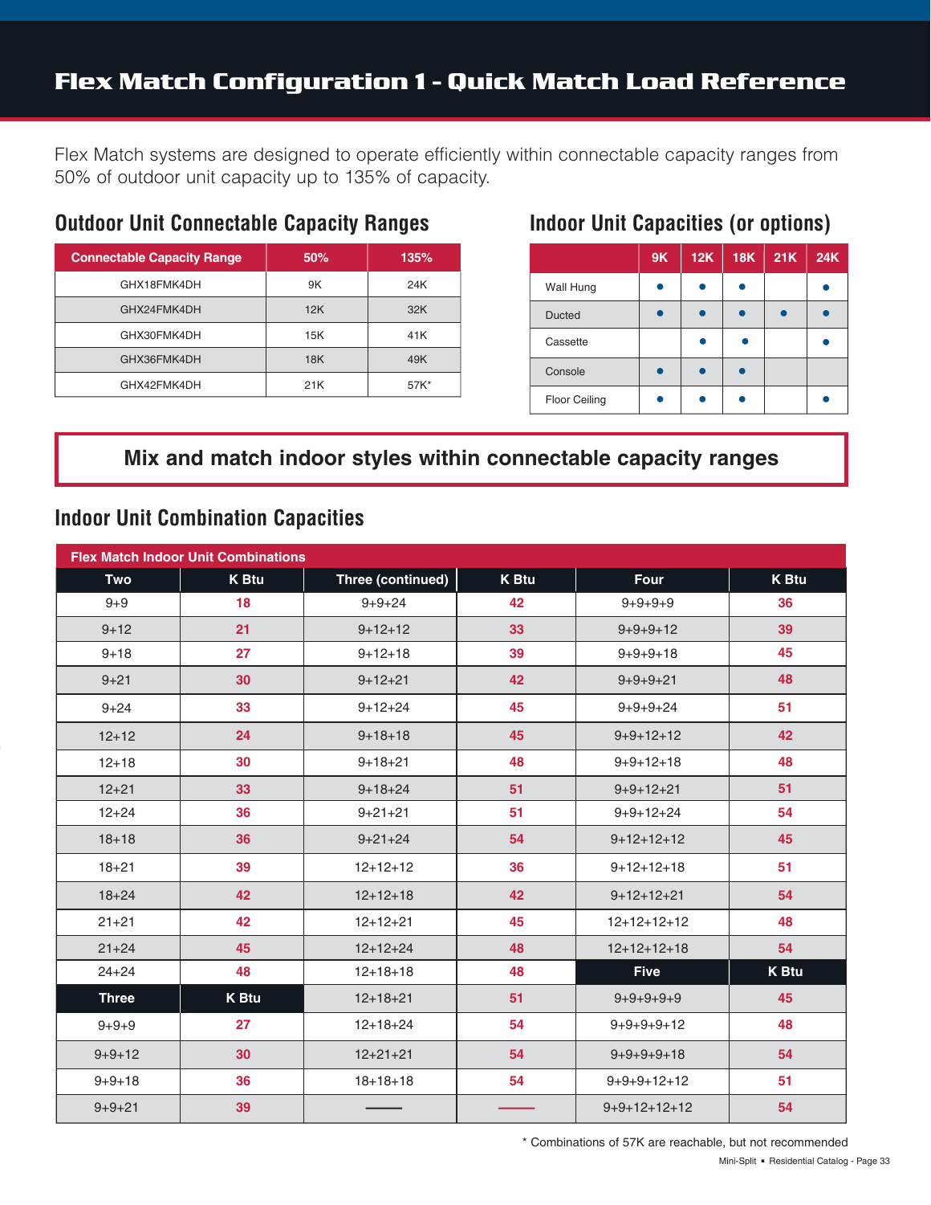# Flex Match Configuration 1 - Quick Match Load Reference

Flex Match systems are designed to operate efficiently within connectable capacity ranges from 50% of outdoor unit capacity up to 135% of capacity.

## Outdoor Unit Connectable Capacity Ranges

| Connectable Capacity Range | 50% | 135% |
|---|---|---|
| GHX18FMK4DH | 9K | 24K |
| GHX24FMK4DH | 12K | 32K |
| GHX30FMK4DH | 15K | 41K |
| GHX36FMK4DH | 18K | 49K |
| GHX42FMK4DH | 21K | 57K* |

## Indoor Unit Capacities (or options)

| | 9K | 12K | 18K | 21K | 24K |
|---|---|---|---|---|---|
| Wall Hung | ● | ● | ● | | ● |
| Ducted | ● | ● | ● | ● | ● |
| Cassette | | ● | ● | | ● |
| Console | ● | ● | ● | | |
| Floor Ceiling | ● | ● | ● | | ● |

**Mix and match indoor styles within connectable capacity ranges**

## Indoor Unit Combination Capacities

**Flex Match Indoor Unit Combinations**

| Two | K Btu | Three (continued) | K Btu | Four | K Btu |
|---|---|---|---|---|---|
| 9+9 | 18 | 9+9+24 | 42 | 9+9+9+9 | 36 |
| 9+12 | 21 | 9+12+12 | 33 | 9+9+9+12 | 39 |
| 9+18 | 27 | 9+12+18 | 39 | 9+9+9+18 | 45 |
| 9+21 | 30 | 9+12+21 | 42 | 9+9+9+21 | 48 |
| 9+24 | 33 | 9+12+24 | 45 | 9+9+9+24 | 51 |
| 12+12 | 24 | 9+18+18 | 45 | 9+9+12+12 | 42 |
| 12+18 | 30 | 9+18+21 | 48 | 9+9+12+18 | 48 |
| 12+21 | 33 | 9+18+24 | 51 | 9+9+12+21 | 51 |
| 12+24 | 36 | 9+21+21 | 51 | 9+9+12+24 | 54 |
| 18+18 | 36 | 9+21+24 | 54 | 9+12+12+12 | 45 |
| 18+21 | 39 | 12+12+12 | 36 | 9+12+12+18 | 51 |
| 18+24 | 42 | 12+12+18 | 42 | 9+12+12+21 | 54 |
| 21+21 | 42 | 12+12+21 | 45 | 12+12+12+12 | 48 |
| 21+24 | 45 | 12+12+24 | 48 | 12+12+12+18 | 54 |
| 24+24 | 48 | 12+18+18 | 48 | **Five** | **K Btu** |
| **Three** | **K Btu** | 12+18+21 | 51 | 9+9+9+9+9 | 45 |
| 9+9+9 | 27 | 12+18+24 | 54 | 9+9+9+9+12 | 48 |
| 9+9+12 | 30 | 12+21+21 | 54 | 9+9+9+9+18 | 54 |
| 9+9+18 | 36 | 18+18+18 | 54 | 9+9+9+12+12 | 51 |
| 9+9+21 | 39 | — | — | 9+9+12+12+12 | 54 |

\* Combinations of 57K are reachable, but not recommended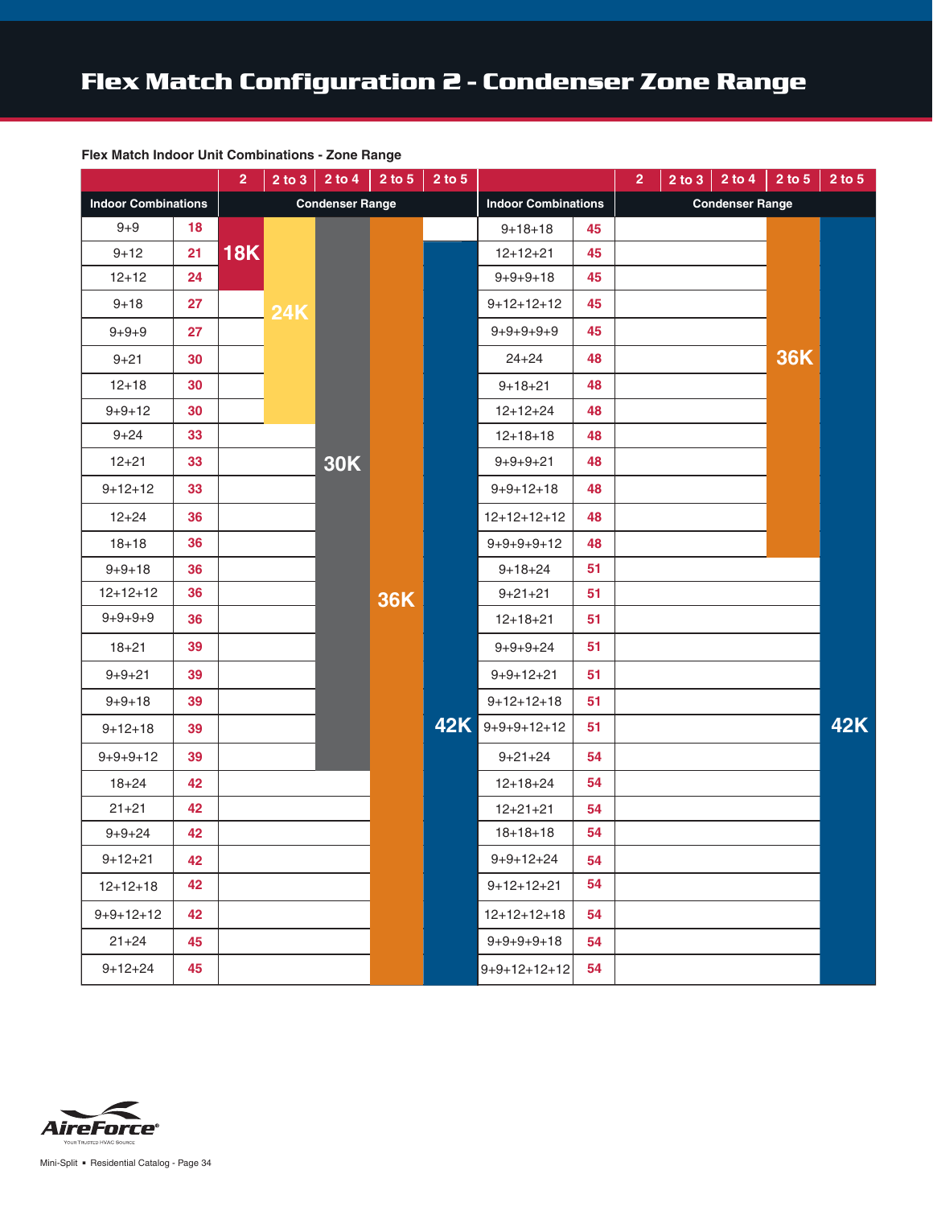# Flex Match Configuration 2 - Condenser Zone Range

**Flex Match Indoor Unit Combinations - Zone Range**

| Indoor Combinations | | 2 | 2 to 3 | 2 to 4 | 2 to 5 | 2 to 5 |
|---|---|---|---|---|---|---|
| | | Condenser Range | | | | |
| 9+9 | 18 | 18K | 24K | 30K | 36K | |
| 9+12 | 21 | 18K | 24K | 30K | 36K | 42K |
| 12+12 | 24 | 18K | 24K | 30K | 36K | 42K |
| 9+18 | 27 | | 24K | 30K | 36K | 42K |
| 9+9+9 | 27 | | 24K | 30K | 36K | 42K |
| 9+21 | 30 | | 24K | 30K | 36K | 42K |
| 12+18 | 30 | | 24K | 30K | 36K | 42K |
| 9+9+12 | 30 | | 24K | 30K | 36K | 42K |
| 9+24 | 33 | | | 30K | 36K | 42K |
| 12+21 | 33 | | | 30K | 36K | 42K |
| 9+12+12 | 33 | | | 30K | 36K | 42K |
| 12+24 | 36 | | | 30K | 36K | 42K |
| 18+18 | 36 | | | 30K | 36K | 42K |
| 9+9+18 | 36 | | | 30K | 36K | 42K |
| 12+12+12 | 36 | | | 30K | 36K | 42K |
| 9+9+9+9 | 36 | | | 30K | 36K | 42K |
| 18+21 | 39 | | | 30K | 36K | 42K |
| 9+9+21 | 39 | | | 30K | 36K | 42K |
| 9+9+18 | 39 | | | 30K | 36K | 42K |
| 9+12+18 | 39 | | | 30K | 36K | 42K |
| 9+9+9+12 | 39 | | | 30K | 36K | 42K |
| 18+24 | 42 | | | | 36K | 42K |
| 21+21 | 42 | | | | 36K | 42K |
| 9+9+24 | 42 | | | | 36K | 42K |
| 9+12+21 | 42 | | | | 36K | 42K |
| 12+12+18 | 42 | | | | 36K | 42K |
| 9+9+12+12 | 42 | | | | 36K | 42K |
| 21+24 | 45 | | | | 36K | 42K |
| 9+12+24 | 45 | | | | 36K | 42K |
| 9+18+18 | 45 | | | | 36K | 42K |
| 12+12+21 | 45 | | | | 36K | 42K |
| 9+9+9+18 | 45 | | | | 36K | 42K |
| 9+12+12+12 | 45 | | | | 36K | 42K |
| 9+9+9+9+9 | 45 | | | | 36K | 42K |
| 24+24 | 48 | | | | 36K | 42K |
| 9+18+21 | 48 | | | | 36K | 42K |
| 12+12+24 | 48 | | | | 36K | 42K |
| 12+18+18 | 48 | | | | 36K | 42K |
| 9+9+9+21 | 48 | | | | 36K | 42K |
| 9+9+12+18 | 48 | | | | 36K | 42K |
| 12+12+12+12 | 48 | | | | 36K | 42K |
| 9+9+9+9+12 | 48 | | | | 36K | 42K |
| 9+18+24 | 51 | | | | | 42K |
| 9+21+21 | 51 | | | | | 42K |
| 12+18+21 | 51 | | | | | 42K |
| 9+9+9+24 | 51 | | | | | 42K |
| 9+9+12+21 | 51 | | | | | 42K |
| 9+12+12+18 | 51 | | | | | 42K |
| 9+9+9+12+12 | 51 | | | | | 42K |
| 9+21+24 | 54 | | | | | 42K |
| 12+18+24 | 54 | | | | | 42K |
| 12+21+21 | 54 | | | | | 42K |
| 18+18+18 | 54 | | | | | 42K |
| 9+9+12+24 | 54 | | | | | 42K |
| 9+12+12+21 | 54 | | | | | 42K |
| 12+12+12+18 | 54 | | | | | 42K |
| 9+9+9+9+18 | 54 | | | | | 42K |
| 9+9+12+12+12 | 54 | | | | | 42K |

AireForce® YOUR TRUSTED HVAC SOURCE

Mini-Split ▪ Residential Catalog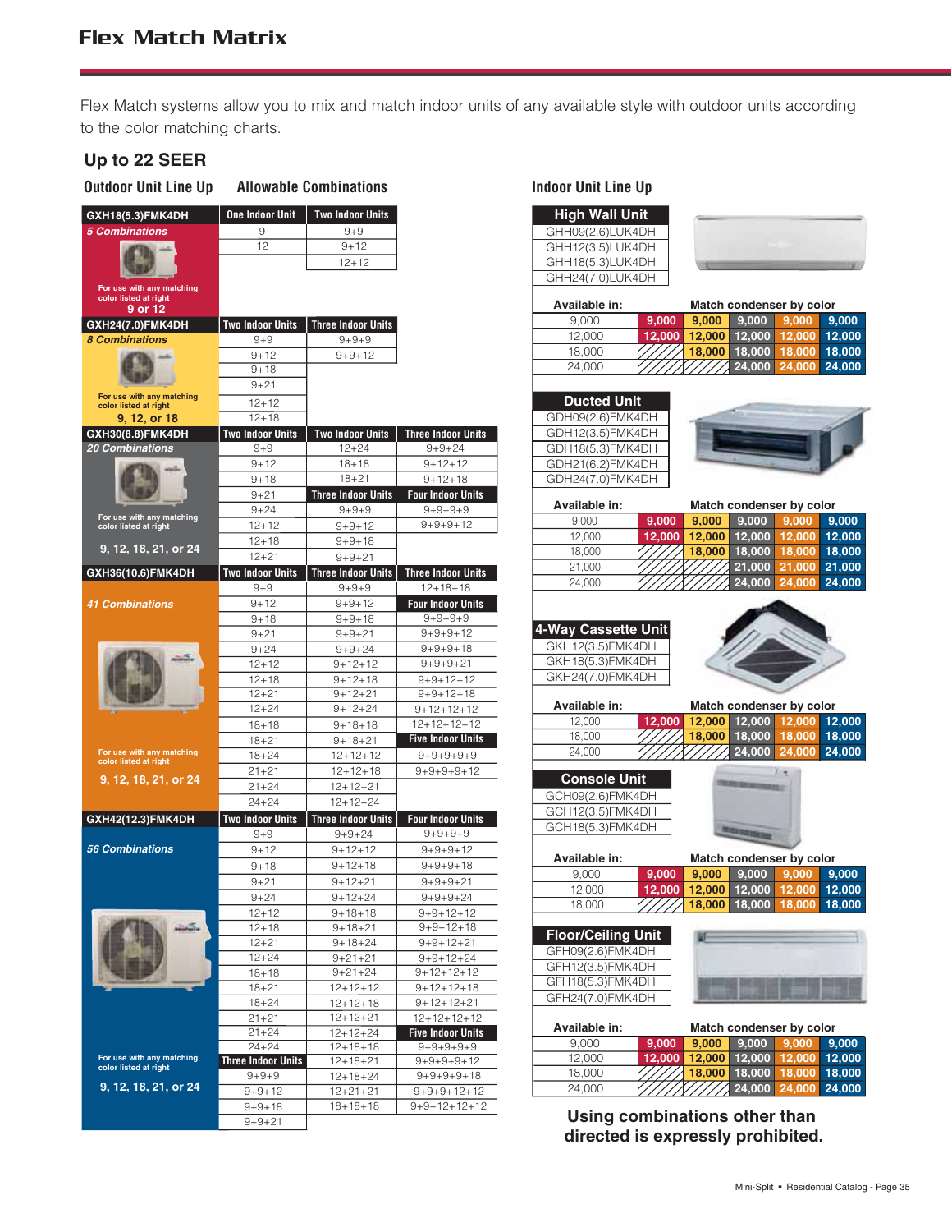# Flex Match Matrix

Flex Match systems allow you to mix and match indoor units of any available style with outdoor units according to the color matching charts.

## Up to 22 SEER

### Outdoor Unit Line Up / Allowable Combinations

**GXH18(5.3)FMK4DH**
*5 Combinations*
For use with any matching color listed at right
**9 or 12**

| One Indoor Unit | Two Indoor Units |
|---|---|
| 9 | 9+9 |
| 12 | 9+12 |
| | 12+12 |

**GXH24(7.0)FMK4DH**
*8 Combinations*
For use with any matching color listed at right
**9, 12, or 18**

| Two Indoor Units | Three Indoor Units |
|---|---|
| 9+9 | 9+9+9 |
| 9+12 | 9+9+12 |
| 9+18 | |
| 9+21 | |
| 12+12 | |
| 12+18 | |

**GXH30(8.8)FMK4DH**
*20 Combinations*
For use with any matching color listed at right
**9, 12, 18, 21, or 24**

| Two Indoor Units | Two Indoor Units | Three Indoor Units |
|---|---|---|
| 9+9 | 12+24 | 9+9+24 |
| 9+12 | 18+18 | 9+12+12 |
| 9+18 | 18+21 | 9+12+18 |
| 9+21 | **Three Indoor Units** | **Four Indoor Units** |
| 9+24 | 9+9+9 | 9+9+9+9 |
| 12+12 | 9+9+12 | 9+9+9+12 |
| 12+18 | 9+9+18 | |
| 12+21 | 9+9+21 | |

**GXH36(10.6)FMK4DH**
*41 Combinations*
For use with any matching color listed at right
**9, 12, 18, 21, or 24**

| Two Indoor Units | Three Indoor Units | Three Indoor Units |
|---|---|---|
| 9+9 | 9+9+9 | 12+18+18 |
| 9+12 | 9+9+12 | **Four Indoor Units** |
| 9+18 | 9+9+18 | 9+9+9+9 |
| 9+21 | 9+9+21 | 9+9+9+12 |
| 9+24 | 9+9+24 | 9+9+9+18 |
| 12+12 | 9+12+12 | 9+9+9+21 |
| 12+18 | 9+12+18 | 9+9+12+12 |
| 12+21 | 9+12+21 | 9+9+12+18 |
| 12+24 | 9+12+24 | 9+12+12+12 |
| 18+18 | 9+18+18 | 12+12+12+12 |
| 18+21 | 9+18+21 | **Five Indoor Units** |
| 18+24 | 12+12+12 | 9+9+9+9+9 |
| 21+21 | 12+12+18 | 9+9+9+9+12 |
| 21+24 | 12+12+21 | |
| 24+24 | 12+12+24 | |

**GXH42(12.3)FMK4DH**
*56 Combinations*
For use with any matching color listed at right
**9, 12, 18, 21, or 24**

| Two Indoor Units | Three Indoor Units | Four Indoor Units |
|---|---|---|
| 9+9 | 9+9+24 | 9+9+9+9 |
| 9+12 | 9+12+12 | 9+9+9+12 |
| 9+18 | 9+12+18 | 9+9+9+18 |
| 9+21 | 9+12+21 | 9+9+9+21 |
| 9+24 | 9+12+24 | 9+9+9+24 |
| 12+12 | 9+18+18 | 9+9+12+12 |
| 12+18 | 9+18+21 | 9+9+12+18 |
| 12+21 | 9+18+24 | 9+9+12+21 |
| 12+24 | 9+21+21 | 9+9+12+24 |
| 18+18 | 9+21+24 | 9+12+12+12 |
| 18+21 | 12+12+12 | 9+12+12+18 |
| 18+24 | 12+12+18 | 9+12+12+21 |
| 21+21 | 12+12+21 | 12+12+12+12 |
| 21+24 | 12+12+24 | **Five Indoor Units** |
| 24+24 | 12+18+18 | 9+9+9+9+9 |
| **Three Indoor Units** | 12+18+21 | 9+9+9+9+12 |
| 9+9+9 | 12+18+24 | 9+9+9+9+18 |
| 9+9+12 | 12+21+21 | 9+9+9+12+12 |
| 9+9+18 | 18+18+18 | 9+9+12+12+12 |
| 9+9+21 | | |

### Indoor Unit Line Up

**High Wall Unit**
- GHH09(2.6)LUK4DH
- GHH12(3.5)LUK4DH
- GHH18(5.3)LUK4DH
- GHH24(7.0)LUK4DH

| Available in: | Match condenser by color | | | | |
|---|---|---|---|---|---|
| 9,000 | 9,000 | 9,000 | 9,000 | 9,000 | 9,000 |
| 12,000 | 12,000 | 12,000 | 12,000 | 12,000 | 12,000 |
| 18,000 | | 18,000 | 18,000 | 18,000 | 18,000 |
| 24,000 | | | 24,000 | 24,000 | 24,000 |

**Ducted Unit**
- GDH09(2.6)FMK4DH
- GDH12(3.5)FMK4DH
- GDH18(5.3)FMK4DH
- GDH21(6.2)FMK4DH
- GDH24(7.0)FMK4DH

| Available in: | Match condenser by color | | | | |
|---|---|---|---|---|---|
| 9,000 | 9,000 | 9,000 | 9,000 | 9,000 | 9,000 |
| 12,000 | 12,000 | 12,000 | 12,000 | 12,000 | 12,000 |
| 18,000 | | 18,000 | 18,000 | 18,000 | 18,000 |
| 21,000 | | | 21,000 | 21,000 | 21,000 |
| 24,000 | | | 24,000 | 24,000 | 24,000 |

**4-Way Cassette Unit**
- GKH12(3.5)FMK4DH
- GKH18(5.3)FMK4DH
- GKH24(7.0)FMK4DH

| Available in: | Match condenser by color | | | | |
|---|---|---|---|---|---|
| 12,000 | 12,000 | 12,000 | 12,000 | 12,000 | 12,000 |
| 18,000 | | 18,000 | 18,000 | 18,000 | 18,000 |
| 24,000 | | | 24,000 | 24,000 | 24,000 |

**Console Unit**
- GCH09(2.6)FMK4DH
- GCH12(3.5)FMK4DH
- GCH18(5.3)FMK4DH

| Available in: | Match condenser by color | | | | |
|---|---|---|---|---|---|
| 9,000 | 9,000 | 9,000 | 9,000 | 9,000 | 9,000 |
| 12,000 | 12,000 | 12,000 | 12,000 | 12,000 | 12,000 |
| 18,000 | | 18,000 | 18,000 | 18,000 | 18,000 |

**Floor/Ceiling Unit**
- GFH09(2.6)FMK4DH
- GFH12(3.5)FMK4DH
- GFH18(5.3)FMK4DH
- GFH24(7.0)FMK4DH

| Available in: | Match condenser by color | | | | |
|---|---|---|---|---|---|
| 9,000 | 9,000 | 9,000 | 9,000 | 9,000 | 9,000 |
| 12,000 | 12,000 | 12,000 | 12,000 | 12,000 | 12,000 |
| 18,000 | | 18,000 | 18,000 | 18,000 | 18,000 |
| 24,000 | | | 24,000 | 24,000 | 24,000 |

**Using combinations other than directed is expressly prohibited.**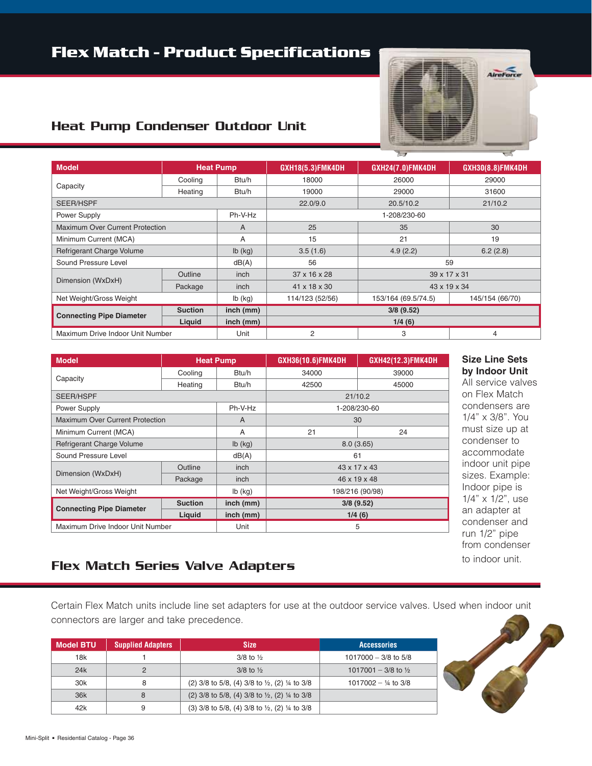# Flex Match - Product Specifications

## Heat Pump Condenser Outdoor Unit

| Model | Heat Pump | | GXH18(5.3)FMK4DH | GXH24(7.0)FMK4DH | GXH30(8.8)FMK4DH |
|---|---|---|---|---|---|
| Capacity | Cooling | Btu/h | 18000 | 26000 | 29000 |
| | Heating | Btu/h | 19000 | 29000 | 31600 |
| SEER/HSPF | | | 22.0/9.0 | 20.5/10.2 | 21/10.2 |
| Power Supply | | Ph-V-Hz | 1-208/230-60 | | |
| Maximum Over Current Protection | | A | 25 | 35 | 30 |
| Minimum Current (MCA) | | A | 15 | 21 | 19 |
| Refrigerant Charge Volume | | lb (kg) | 3.5 (1.6) | 4.9 (2.2) | 6.2 (2.8) |
| Sound Pressure Level | | dB(A) | 56 | 59 | |
| Dimension (WxDxH) | Outline | inch | 37 x 16 x 28 | 39 x 17 x 31 | |
| | Package | inch | 41 x 18 x 30 | 43 x 19 x 34 | |
| Net Weight/Gross Weight | | lb (kg) | 114/123 (52/56) | 153/164 (69.5/74.5) | 145/154 (66/70) |
| **Connecting Pipe Diameter** | **Suction** | **inch (mm)** | **3/8 (9.52)** | | |
| | **Liquid** | **inch (mm)** | **1/4 (6)** | | |
| Maximum Drive Indoor Unit Number | | Unit | 2 | 3 | 4 |

| Model | Heat Pump | | GXH36(10.6)FMK4DH | GXH42(12.3)FMK4DH |
|---|---|---|---|---|
| Capacity | Cooling | Btu/h | 34000 | 39000 |
| | Heating | Btu/h | 42500 | 45000 |
| SEER/HSPF | | | 21/10.2 | |
| Power Supply | | Ph-V-Hz | 1-208/230-60 | |
| Maximum Over Current Protection | | A | 30 | |
| Minimum Current (MCA) | | A | 21 | 24 |
| Refrigerant Charge Volume | | lb (kg) | 8.0 (3.65) | |
| Sound Pressure Level | | dB(A) | 61 | |
| Dimension (WxDxH) | Outline | inch | 43 x 17 x 43 | |
| | Package | inch | 46 x 19 x 48 | |
| Net Weight/Gross Weight | | lb (kg) | 198/216 (90/98) | |
| **Connecting Pipe Diameter** | **Suction** | **inch (mm)** | **3/8 (9.52)** | |
| | **Liquid** | **inch (mm)** | **1/4 (6)** | |
| Maximum Drive Indoor Unit Number | | Unit | 5 | |

**Size Line Sets by Indoor Unit**
All service valves on Flex Match condensers are 1/4" x 3/8". You must size up at condenser to accommodate indoor unit pipe sizes. Example: Indoor pipe is 1/4" x 1/2", use an adapter at condenser and run 1/2" pipe from condenser to indoor unit.

## Flex Match Series Valve Adapters

Certain Flex Match units include line set adapters for use at the outdoor service valves. Used when indoor unit connectors are larger and take precedence.

| Model BTU | Supplied Adapters | Size | Accessories |
|---|---|---|---|
| 18k | 1 | 3/8 to ½ | 1017000 – 3/8 to 5/8 |
| 24k | 2 | 3/8 to ½ | 1017001 – 3/8 to ½ |
| 30k | 8 | (2) 3/8 to 5/8, (4) 3/8 to ½, (2) ¼ to 3/8 | 1017002 – ¼ to 3/8 |
| 36k | 8 | (2) 3/8 to 5/8, (4) 3/8 to ½, (2) ¼ to 3/8 | |
| 42k | 9 | (3) 3/8 to 5/8, (4) 3/8 to ½, (2) ¼ to 3/8 | |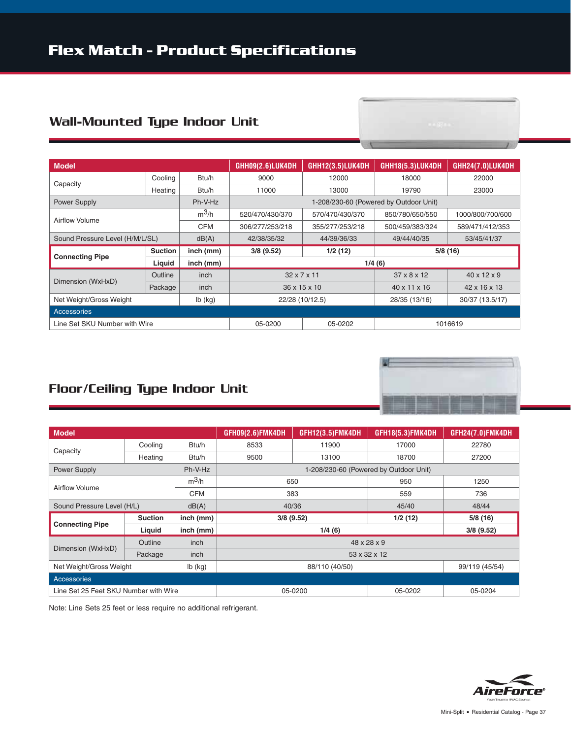# Flex Match - Product Specifications

## Wall-Mounted Type Indoor Unit

| Model | | | GHH09(2.6)LUK4DH | GHH12(3.5)LUK4DH | GHH18(5.3)LUK4DH | GHH24(7.0)LUK4DH |
|---|---|---|---|---|---|---|
| Capacity | Cooling | Btu/h | 9000 | 12000 | 18000 | 22000 |
| | Heating | Btu/h | 11000 | 13000 | 19790 | 23000 |
| Power Supply | | Ph-V-Hz | 1-208/230-60 (Powered by Outdoor Unit) | | | |
| Airflow Volume | | $m^3/h$ | 520/470/430/370 | 570/470/430/370 | 850/780/650/550 | 1000/800/700/600 |
| | | CFM | 306/277/253/218 | 355/277/253/218 | 500/459/383/324 | 589/471/412/353 |
| Sound Pressure Level (H/M/L/SL) | | dB(A) | 42/38/35/32 | 44/39/36/33 | 49/44/40/35 | 53/45/41/37 |
| **Connecting Pipe** | **Suction** | **inch (mm)** | **3/8 (9.52)** | **1/2 (12)** | **5/8 (16)** | |
| | **Liquid** | **inch (mm)** | **1/4 (6)** | | | |
| Dimension (WxHxD) | Outline | inch | 32 x 7 x 11 | | 37 x 8 x 12 | 40 x 12 x 9 |
| | Package | inch | 36 x 15 x 10 | | 40 x 11 x 16 | 42 x 16 x 13 |
| Net Weight/Gross Weight | | lb (kg) | 22/28 (10/12.5) | | 28/35 (13/16) | 30/37 (13.5/17) |
| Accessories | | | | | | |
| Line Set SKU Number with Wire | | | 05-0200 | 05-0202 | 1016619 | |

## Floor/Ceiling Type Indoor Unit

| Model | | | GFH09(2.6)FMK4DH | GFH12(3.5)FMK4DH | GFH18(5.3)FMK4DH | GFH24(7.0)FMK4DH |
|---|---|---|---|---|---|---|
| Capacity | Cooling | Btu/h | 8533 | 11900 | 17000 | 22780 |
| | Heating | Btu/h | 9500 | 13100 | 18700 | 27200 |
| Power Supply | | Ph-V-Hz | 1-208/230-60 (Powered by Outdoor Unit) | | | |
| Airflow Volume | | $m^3/h$ | 650 | | 950 | 1250 |
| | | CFM | 383 | | 559 | 736 |
| Sound Pressure Level (H/L) | | dB(A) | 40/36 | | 45/40 | 48/44 |
| **Connecting Pipe** | **Suction** | **inch (mm)** | **3/8 (9.52)** | | **1/2 (12)** | **5/8 (16)** |
| | **Liquid** | **inch (mm)** | **1/4 (6)** | | | **3/8 (9.52)** |
| Dimension (WxHxD) | Outline | inch | 48 x 28 x 9 | | | |
| | Package | inch | 53 x 32 x 12 | | | |
| Net Weight/Gross Weight | | lb (kg) | 88/110 (40/50) | | | 99/119 (45/54) |
| Accessories | | | | | | |
| Line Set 25 Feet SKU Number with Wire | | | 05-0200 | | 05-0202 | 05-0204 |

Note: Line Sets 25 feet or less require no additional refrigerant.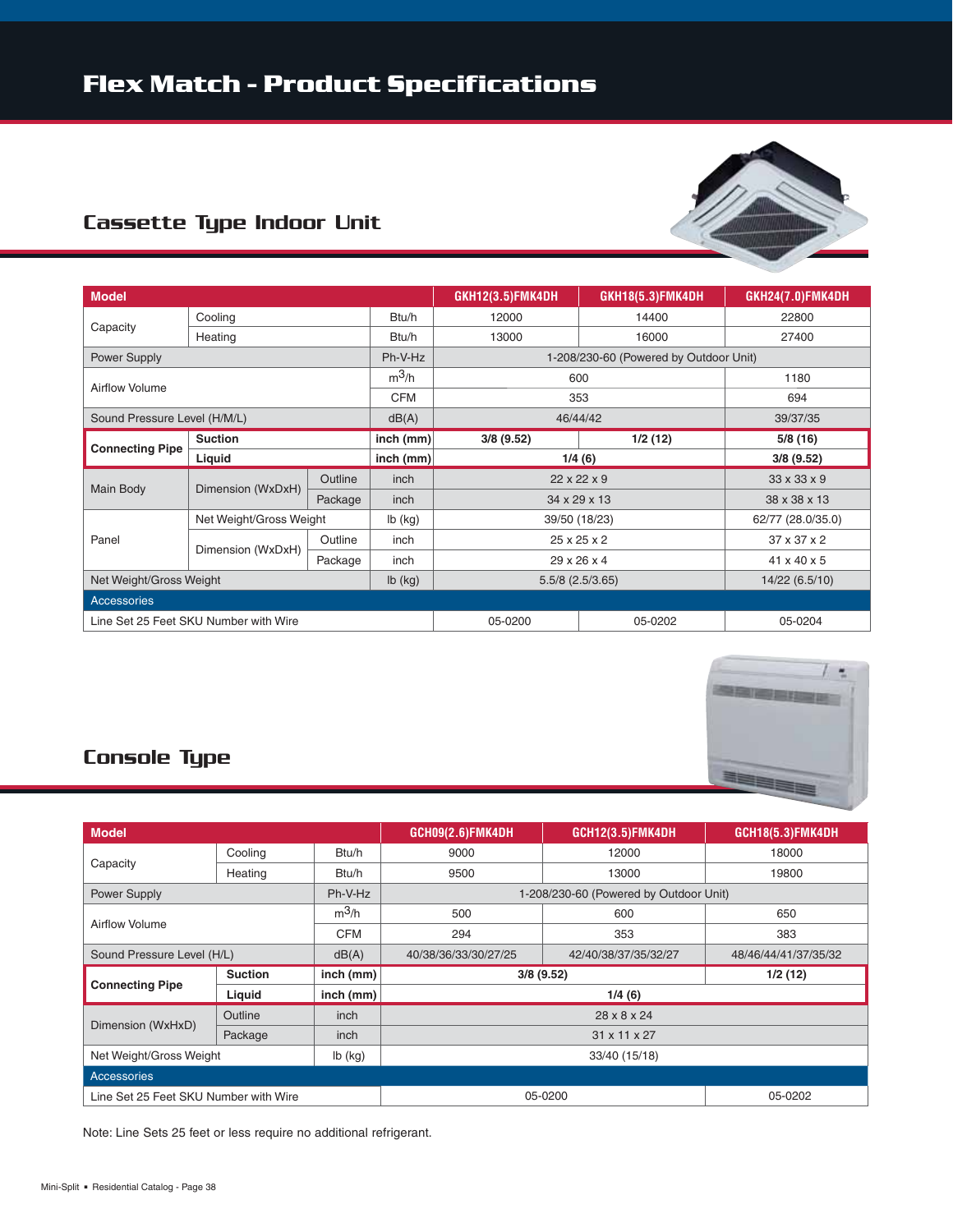# Flex Match - Product Specifications

## Cassette Type Indoor Unit

| Model | | | | GKH12(3.5)FMK4DH | GKH18(5.3)FMK4DH | GKH24(7.0)FMK4DH |
|---|---|---|---|---|---|---|
| Capacity | Cooling | | Btu/h | 12000 | 14400 | 22800 |
| | Heating | | Btu/h | 13000 | 16000 | 27400 |
| Power Supply | | | Ph-V-Hz | 1-208/230-60 (Powered by Outdoor Unit) | | |
| Airflow Volume | | | $m^3/h$ | 600 | | 1180 |
| | | | CFM | 353 | | 694 |
| Sound Pressure Level (H/M/L) | | | dB(A) | 46/44/42 | | 39/37/35 |
| **Connecting Pipe** | **Suction** | | **inch (mm)** | **3/8 (9.52)** | **1/2 (12)** | **5/8 (16)** |
| | **Liquid** | | **inch (mm)** | **1/4 (6)** | | **3/8 (9.52)** |
| Main Body | Dimension (WxDxH) | Outline | inch | 22 x 22 x 9 | | 33 x 33 x 9 |
| | | Package | inch | 34 x 29 x 13 | | 38 x 38 x 13 |
| Panel | Net Weight/Gross Weight | | lb (kg) | 39/50 (18/23) | | 62/77 (28.0/35.0) |
| | Dimension (WxDxH) | Outline | inch | 25 x 25 x 2 | | 37 x 37 x 2 |
| | | Package | inch | 29 x 26 x 4 | | 41 x 40 x 5 |
| Net Weight/Gross Weight | | | lb (kg) | 5.5/8 (2.5/3.65) | | 14/22 (6.5/10) |
| Accessories | | | | | | |
| Line Set 25 Feet SKU Number with Wire | | | | 05-0200 | 05-0202 | 05-0204 |

## Console Type

| Model | | | GCH09(2.6)FMK4DH | GCH12(3.5)FMK4DH | GCH18(5.3)FMK4DH |
|---|---|---|---|---|---|
| Capacity | Cooling | Btu/h | 9000 | 12000 | 18000 |
| | Heating | Btu/h | 9500 | 13000 | 19800 |
| Power Supply | | Ph-V-Hz | 1-208/230-60 (Powered by Outdoor Unit) | | |
| Airflow Volume | | $m^3/h$ | 500 | 600 | 650 |
| | | CFM | 294 | 353 | 383 |
| Sound Pressure Level (H/L) | | dB(A) | 40/38/36/33/30/27/25 | 42/40/38/37/35/32/27 | 48/46/44/41/37/35/32 |
| **Connecting Pipe** | **Suction** | **inch (mm)** | **3/8 (9.52)** | | **1/2 (12)** |
| | **Liquid** | **inch (mm)** | **1/4 (6)** | | |
| Dimension (WxHxD) | Outline | inch | 28 x 8 x 24 | | |
| | Package | inch | 31 x 11 x 27 | | |
| Net Weight/Gross Weight | | lb (kg) | 33/40 (15/18) | | |
| Accessories | | | | | |
| Line Set 25 Feet SKU Number with Wire | | | 05-0200 | | 05-0202 |

Note: Line Sets 25 feet or less require no additional refrigerant.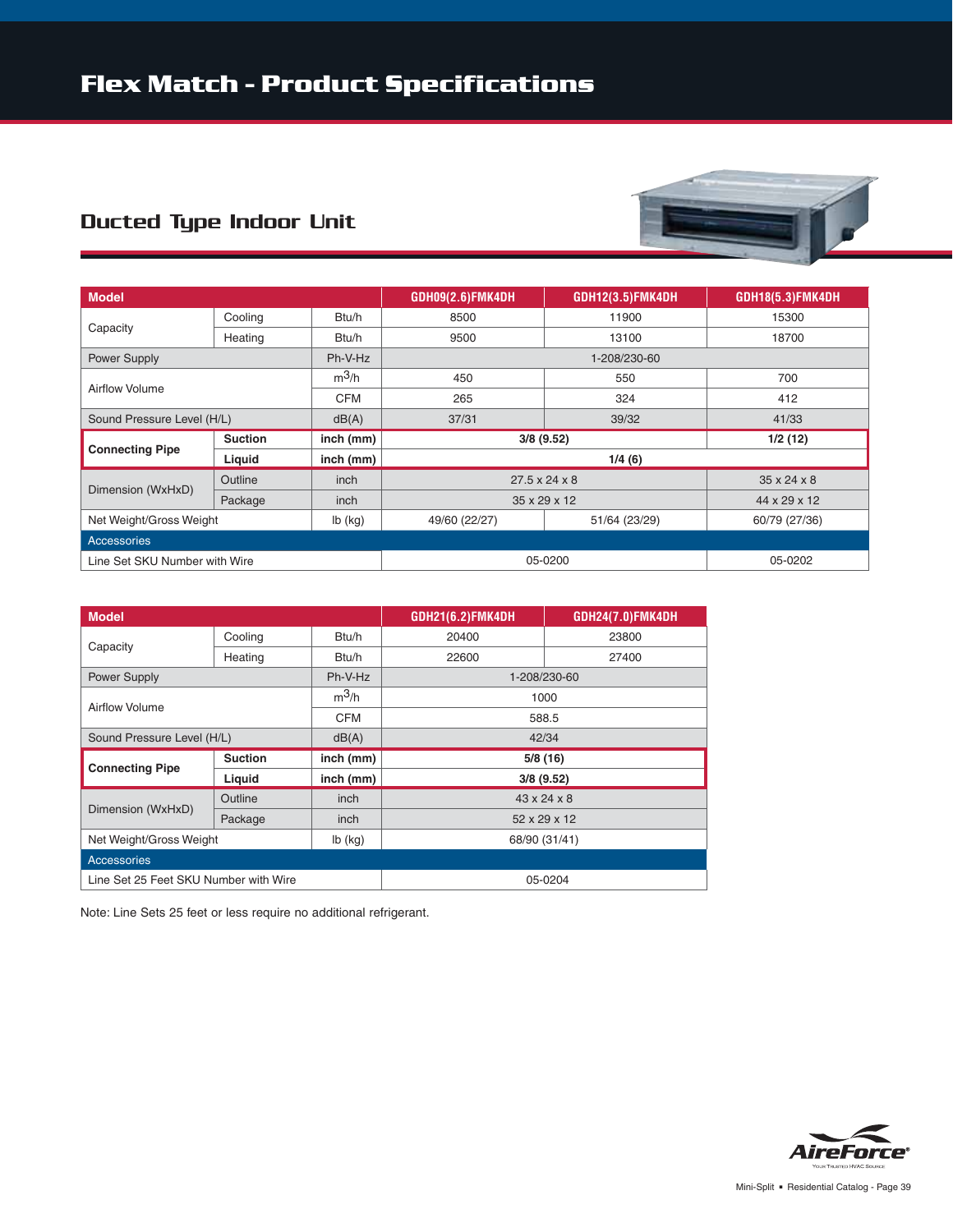# Flex Match - Product Specifications

## Ducted Type Indoor Unit

| Model | | | GDH09(2.6)FMK4DH | GDH12(3.5)FMK4DH | GDH18(5.3)FMK4DH |
|---|---|---|---|---|---|
| Capacity | Cooling | Btu/h | 8500 | 11900 | 15300 |
| | Heating | Btu/h | 9500 | 13100 | 18700 |
| Power Supply | | Ph-V-Hz | 1-208/230-60 | | |
| Airflow Volume | | $m^3/h$ | 450 | 550 | 700 |
| | | CFM | 265 | 324 | 412 |
| Sound Pressure Level (H/L) | | dB(A) | 37/31 | 39/32 | 41/33 |
| **Connecting Pipe** | **Suction** | **inch (mm)** | **3/8 (9.52)** | | **1/2 (12)** |
| | **Liquid** | **inch (mm)** | **1/4 (6)** | | |
| Dimension (WxHxD) | Outline | inch | 27.5 x 24 x 8 | | 35 x 24 x 8 |
| | Package | inch | 35 x 29 x 12 | | 44 x 29 x 12 |
| Net Weight/Gross Weight | | lb (kg) | 49/60 (22/27) | 51/64 (23/29) | 60/79 (27/36) |
| Accessories | | | | | |
| Line Set SKU Number with Wire | | | 05-0200 | | 05-0202 |

| Model | | | GDH21(6.2)FMK4DH | GDH24(7.0)FMK4DH |
|---|---|---|---|---|
| Capacity | Cooling | Btu/h | 20400 | 23800 |
| | Heating | Btu/h | 22600 | 27400 |
| Power Supply | | Ph-V-Hz | 1-208/230-60 | |
| Airflow Volume | | $m^3/h$ | 1000 | |
| | | CFM | 588.5 | |
| Sound Pressure Level (H/L) | | dB(A) | 42/34 | |
| **Connecting Pipe** | **Suction** | **inch (mm)** | **5/8 (16)** | |
| | **Liquid** | **inch (mm)** | **3/8 (9.52)** | |
| Dimension (WxHxD) | Outline | inch | 43 x 24 x 8 | |
| | Package | inch | 52 x 29 x 12 | |
| Net Weight/Gross Weight | | lb (kg) | 68/90 (31/41) | |
| Accessories | | | | |
| Line Set 25 Feet SKU Number with Wire | | | 05-0204 | |

Note: Line Sets 25 feet or less require no additional refrigerant.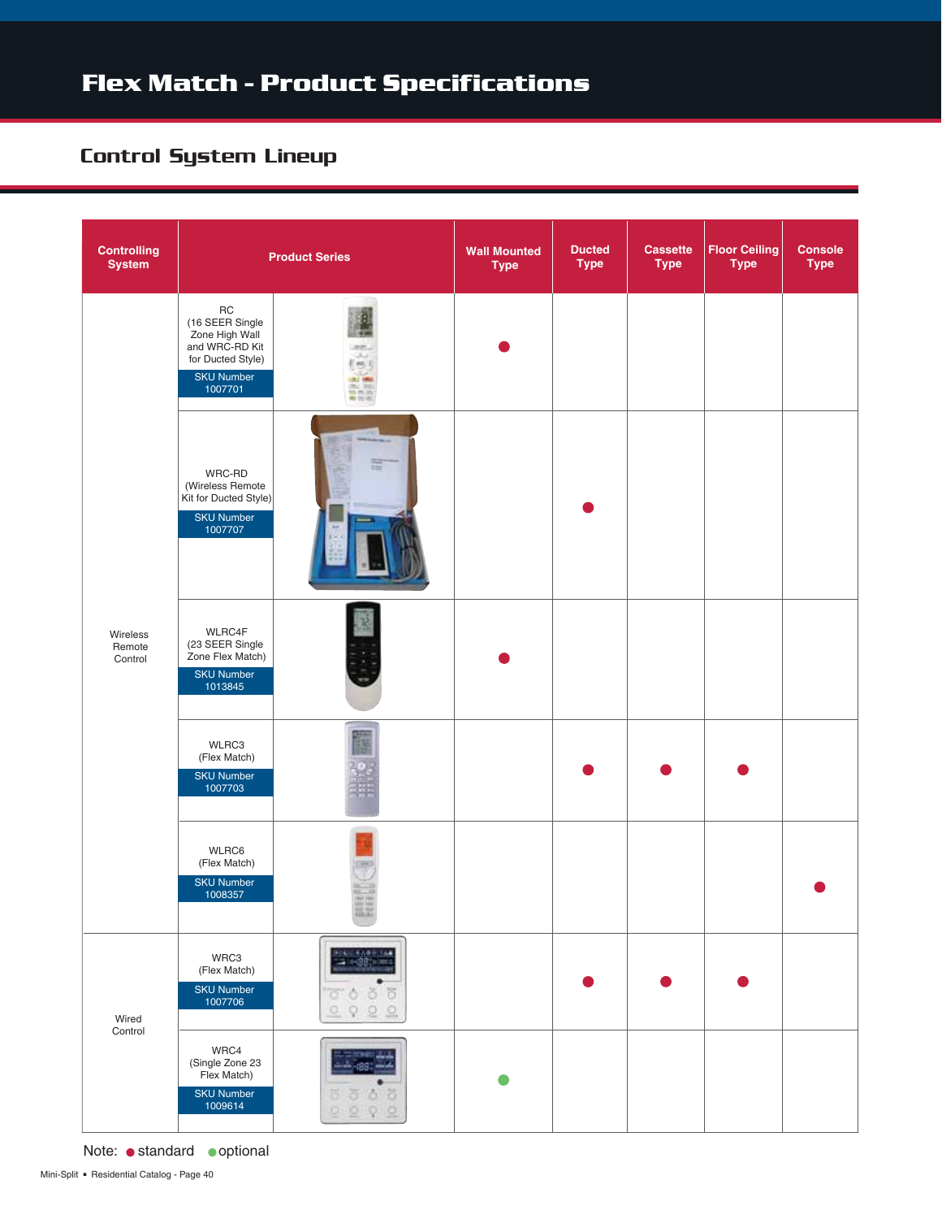# Flex Match - Product Specifications

## Control System Lineup

| Controlling System | Product Series | | Wall Mounted Type | Ducted Type | Cassette Type | Floor Ceiling Type | Console Type |
|---|---|---|---|---|---|---|---|
| Wireless Remote Control | RC (16 SEER Single Zone High Wall and WRC-RD Kit for Ducted Style) SKU Number 1007701 | | ● | | | | |
| | WRC-RD (Wireless Remote Kit for Ducted Style) SKU Number 1007707 | | | ● | | | |
| | WLRC4F (23 SEER Single Zone Flex Match) SKU Number 1013845 | | ● | | | | |
| | WLRC3 (Flex Match) SKU Number 1007703 | | | ● | ● | ● | |
| | WLRC6 (Flex Match) SKU Number 1008357 | | | | | | ● |
| Wired Control | WRC3 (Flex Match) SKU Number 1007706 | | | ● | ● | ● | |
| | WRC4 (Single Zone 23 Flex Match) SKU Number 1009614 | | ● (optional) | | | | |

Note: ● standard ● optional